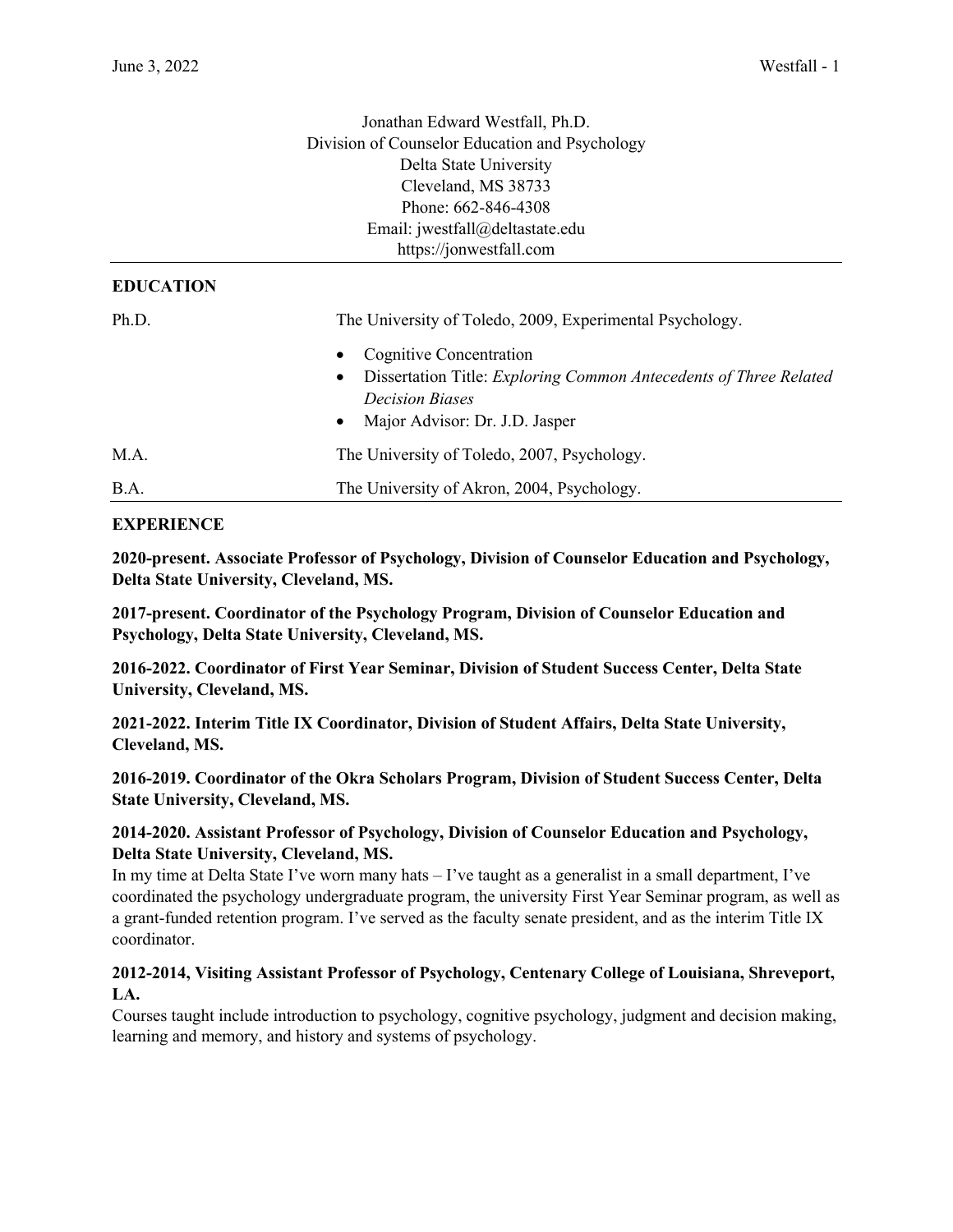Jonathan Edward Westfall, Ph.D.
Division of Counselor Education and Psychology
Delta State University
Cleveland, MS 38733
Phone: 662-846-4308
Email: jwestfall@deltastate.edu
https://jonwestfall.com

## EDUCATION

| | |
|---|---|
| Ph.D. | The University of Toledo, 2009, Experimental Psychology.<br>• Cognitive Concentration<br>• Dissertation Title: *Exploring Common Antecedents of Three Related Decision Biases*<br>• Major Advisor: Dr. J.D. Jasper |
| M.A. | The University of Toledo, 2007, Psychology. |
| B.A. | The University of Akron, 2004, Psychology. |

## EXPERIENCE

**2020-present. Associate Professor of Psychology, Division of Counselor Education and Psychology, Delta State University, Cleveland, MS.**

**2017-present. Coordinator of the Psychology Program, Division of Counselor Education and Psychology, Delta State University, Cleveland, MS.**

**2016-2022. Coordinator of First Year Seminar, Division of Student Success Center, Delta State University, Cleveland, MS.**

**2021-2022. Interim Title IX Coordinator, Division of Student Affairs, Delta State University, Cleveland, MS.**

**2016-2019. Coordinator of the Okra Scholars Program, Division of Student Success Center, Delta State University, Cleveland, MS.**

**2014-2020. Assistant Professor of Psychology, Division of Counselor Education and Psychology, Delta State University, Cleveland, MS.**
In my time at Delta State I've worn many hats – I've taught as a generalist in a small department, I've coordinated the psychology undergraduate program, the university First Year Seminar program, as well as a grant-funded retention program. I've served as the faculty senate president, and as the interim Title IX coordinator.

**2012-2014, Visiting Assistant Professor of Psychology, Centenary College of Louisiana, Shreveport, LA.**
Courses taught include introduction to psychology, cognitive psychology, judgment and decision making, learning and memory, and history and systems of psychology.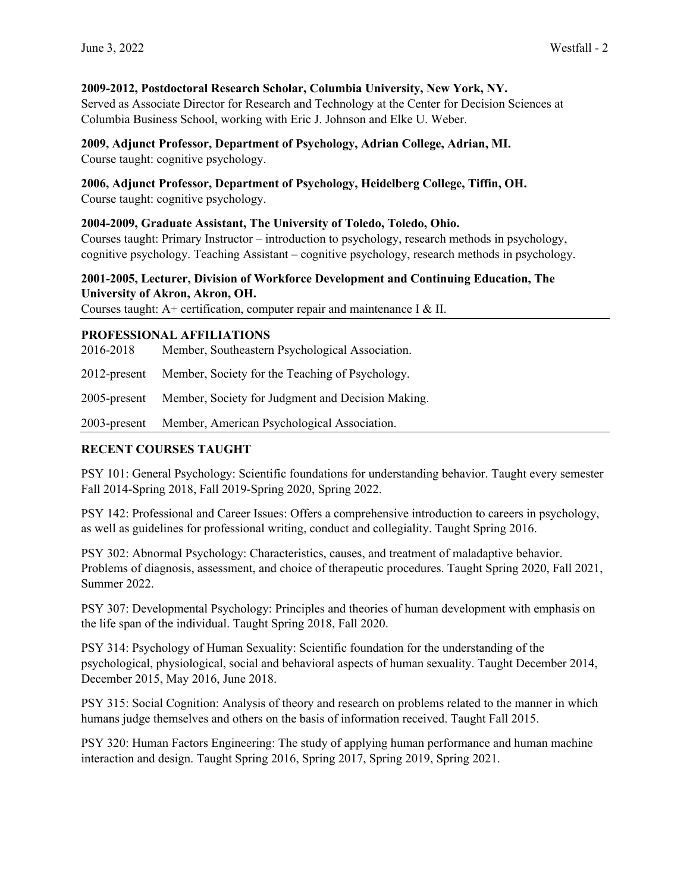**2009-2012, Postdoctoral Research Scholar, Columbia University, New York, NY.**
Served as Associate Director for Research and Technology at the Center for Decision Sciences at Columbia Business School, working with Eric J. Johnson and Elke U. Weber.

**2009, Adjunct Professor, Department of Psychology, Adrian College, Adrian, MI.**
Course taught: cognitive psychology.

**2006, Adjunct Professor, Department of Psychology, Heidelberg College, Tiffin, OH.**
Course taught: cognitive psychology.

**2004-2009, Graduate Assistant, The University of Toledo, Toledo, Ohio.**
Courses taught: Primary Instructor – introduction to psychology, research methods in psychology, cognitive psychology. Teaching Assistant – cognitive psychology, research methods in psychology.

**2001-2005, Lecturer, Division of Workforce Development and Continuing Education, The University of Akron, Akron, OH.**
Courses taught: A+ certification, computer repair and maintenance I & II.

## PROFESSIONAL AFFILIATIONS

2016-2018 Member, Southeastern Psychological Association.

2012-present Member, Society for the Teaching of Psychology.

2005-present Member, Society for Judgment and Decision Making.

2003-present Member, American Psychological Association.

## RECENT COURSES TAUGHT

PSY 101: General Psychology: Scientific foundations for understanding behavior. Taught every semester Fall 2014-Spring 2018, Fall 2019-Spring 2020, Spring 2022.

PSY 142: Professional and Career Issues: Offers a comprehensive introduction to careers in psychology, as well as guidelines for professional writing, conduct and collegiality. Taught Spring 2016.

PSY 302: Abnormal Psychology: Characteristics, causes, and treatment of maladaptive behavior. Problems of diagnosis, assessment, and choice of therapeutic procedures. Taught Spring 2020, Fall 2021, Summer 2022.

PSY 307: Developmental Psychology: Principles and theories of human development with emphasis on the life span of the individual. Taught Spring 2018, Fall 2020.

PSY 314: Psychology of Human Sexuality: Scientific foundation for the understanding of the psychological, physiological, social and behavioral aspects of human sexuality. Taught December 2014, December 2015, May 2016, June 2018.

PSY 315: Social Cognition: Analysis of theory and research on problems related to the manner in which humans judge themselves and others on the basis of information received. Taught Fall 2015.

PSY 320: Human Factors Engineering: The study of applying human performance and human machine interaction and design. Taught Spring 2016, Spring 2017, Spring 2019, Spring 2021.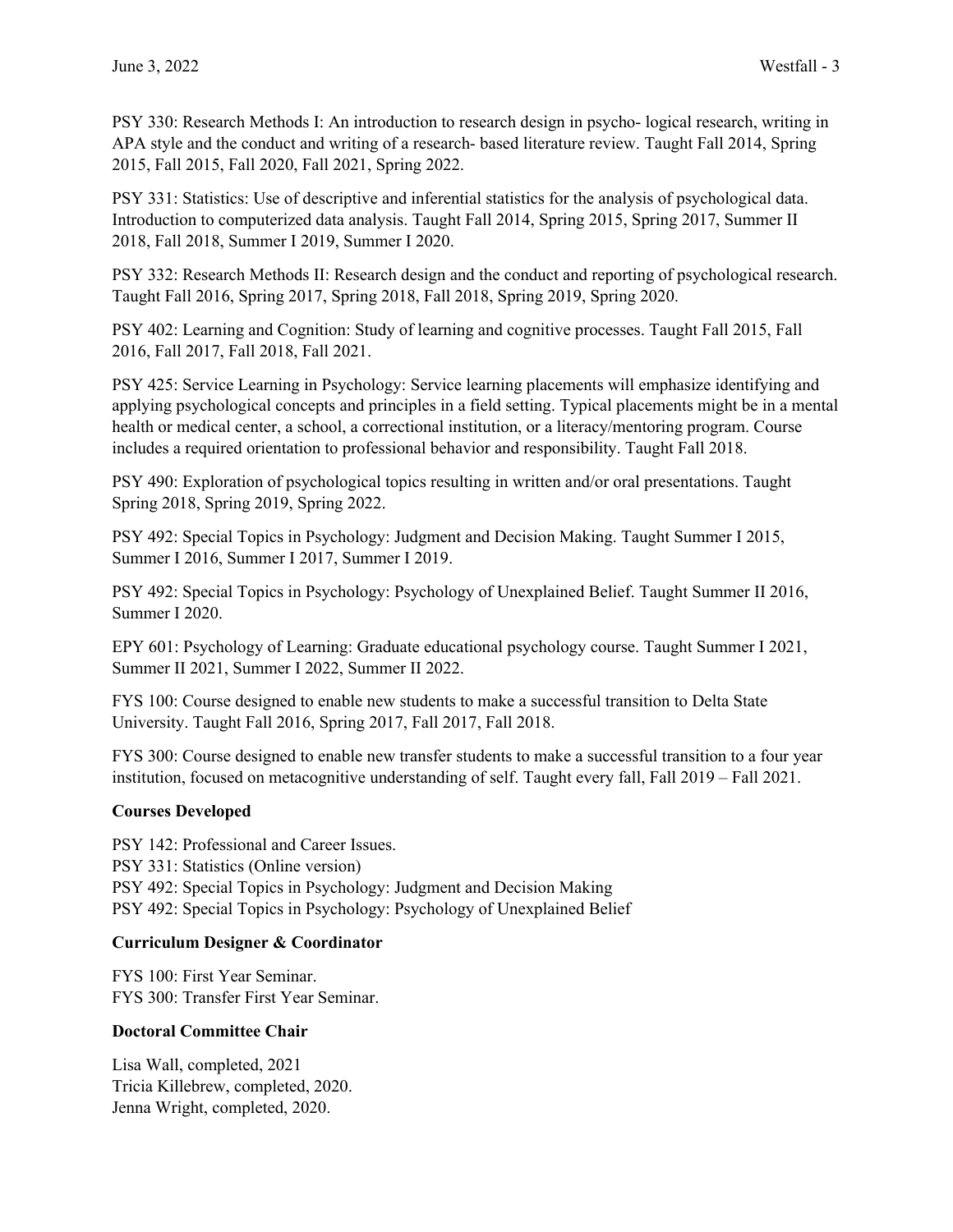PSY 330: Research Methods I: An introduction to research design in psycho- logical research, writing in APA style and the conduct and writing of a research- based literature review. Taught Fall 2014, Spring 2015, Fall 2015, Fall 2020, Fall 2021, Spring 2022.

PSY 331: Statistics: Use of descriptive and inferential statistics for the analysis of psychological data. Introduction to computerized data analysis. Taught Fall 2014, Spring 2015, Spring 2017, Summer II 2018, Fall 2018, Summer I 2019, Summer I 2020.

PSY 332: Research Methods II: Research design and the conduct and reporting of psychological research. Taught Fall 2016, Spring 2017, Spring 2018, Fall 2018, Spring 2019, Spring 2020.

PSY 402: Learning and Cognition: Study of learning and cognitive processes. Taught Fall 2015, Fall 2016, Fall 2017, Fall 2018, Fall 2021.

PSY 425: Service Learning in Psychology: Service learning placements will emphasize identifying and applying psychological concepts and principles in a field setting. Typical placements might be in a mental health or medical center, a school, a correctional institution, or a literacy/mentoring program. Course includes a required orientation to professional behavior and responsibility. Taught Fall 2018.

PSY 490: Exploration of psychological topics resulting in written and/or oral presentations. Taught Spring 2018, Spring 2019, Spring 2022.

PSY 492: Special Topics in Psychology: Judgment and Decision Making. Taught Summer I 2015, Summer I 2016, Summer I 2017, Summer I 2019.

PSY 492: Special Topics in Psychology: Psychology of Unexplained Belief. Taught Summer II 2016, Summer I 2020.

EPY 601: Psychology of Learning: Graduate educational psychology course. Taught Summer I 2021, Summer II 2021, Summer I 2022, Summer II 2022.

FYS 100: Course designed to enable new students to make a successful transition to Delta State University. Taught Fall 2016, Spring 2017, Fall 2017, Fall 2018.

FYS 300: Course designed to enable new transfer students to make a successful transition to a four year institution, focused on metacognitive understanding of self. Taught every fall, Fall 2019 – Fall 2021.

**Courses Developed**

PSY 142: Professional and Career Issues.  
PSY 331: Statistics (Online version)  
PSY 492: Special Topics in Psychology: Judgment and Decision Making  
PSY 492: Special Topics in Psychology: Psychology of Unexplained Belief

**Curriculum Designer & Coordinator**

FYS 100: First Year Seminar.  
FYS 300: Transfer First Year Seminar.

**Doctoral Committee Chair**

Lisa Wall, completed, 2021  
Tricia Killebrew, completed, 2020.  
Jenna Wright, completed, 2020.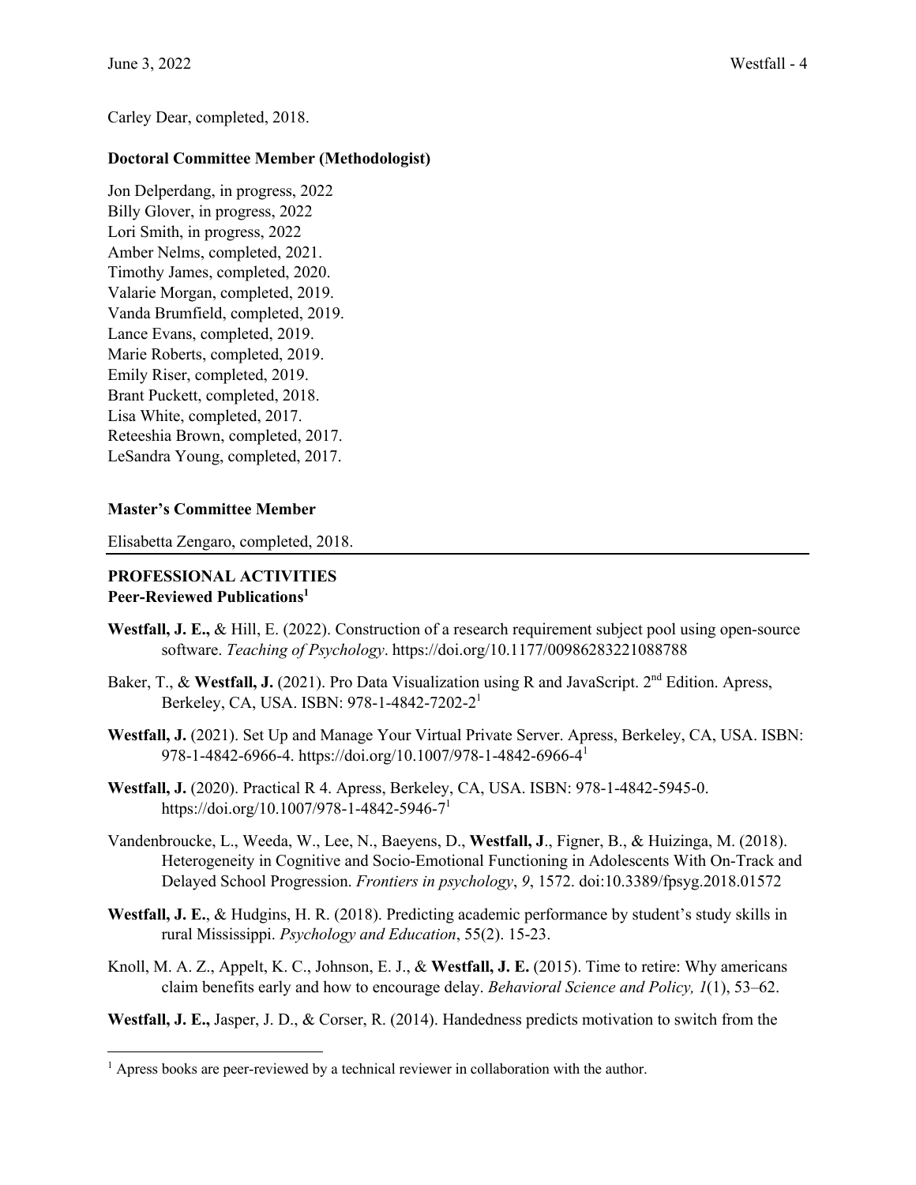Carley Dear, completed, 2018.

**Doctoral Committee Member (Methodologist)**

Jon Delperdang, in progress, 2022
Billy Glover, in progress, 2022
Lori Smith, in progress, 2022
Amber Nelms, completed, 2021.
Timothy James, completed, 2020.
Valarie Morgan, completed, 2019.
Vanda Brumfield, completed, 2019.
Lance Evans, completed, 2019.
Marie Roberts, completed, 2019.
Emily Riser, completed, 2019.
Brant Puckett, completed, 2018.
Lisa White, completed, 2017.
Reteeshia Brown, completed, 2017.
LeSandra Young, completed, 2017.

**Master's Committee Member**

Elisabetta Zengaro, completed, 2018.

---

## PROFESSIONAL ACTIVITIES

**Peer-Reviewed Publications[1]**

**Westfall, J. E.,** & Hill, E. (2022). Construction of a research requirement subject pool using open-source software. *Teaching of Psychology*. https://doi.org/10.1177/00986283221088788

Baker, T., & **Westfall, J.** (2021). Pro Data Visualization using R and JavaScript. 2nd Edition. Apress, Berkeley, CA, USA. ISBN: 978-1-4842-7202-2[1]

**Westfall, J.** (2021). Set Up and Manage Your Virtual Private Server. Apress, Berkeley, CA, USA. ISBN: 978-1-4842-6966-4. https://doi.org/10.1007/978-1-4842-6966-4[1]

**Westfall, J.** (2020). Practical R 4. Apress, Berkeley, CA, USA. ISBN: 978-1-4842-5945-0. https://doi.org/10.1007/978-1-4842-5946-7[1]

Vandenbroucke, L., Weeda, W., Lee, N., Baeyens, D., **Westfall, J**., Figner, B., & Huizinga, M. (2018). Heterogeneity in Cognitive and Socio-Emotional Functioning in Adolescents With On-Track and Delayed School Progression. *Frontiers in psychology*, *9*, 1572. doi:10.3389/fpsyg.2018.01572

**Westfall, J. E.**, & Hudgins, H. R. (2018). Predicting academic performance by student's study skills in rural Mississippi. *Psychology and Education*, 55(2). 15-23.

Knoll, M. A. Z., Appelt, K. C., Johnson, E. J., & **Westfall, J. E.** (2015). Time to retire: Why americans claim benefits early and how to encourage delay. *Behavioral Science and Policy, 1*(1), 53–62.

**Westfall, J. E.,** Jasper, J. D., & Corser, R. (2014). Handedness predicts motivation to switch from the

[1] Apress books are peer-reviewed by a technical reviewer in collaboration with the author.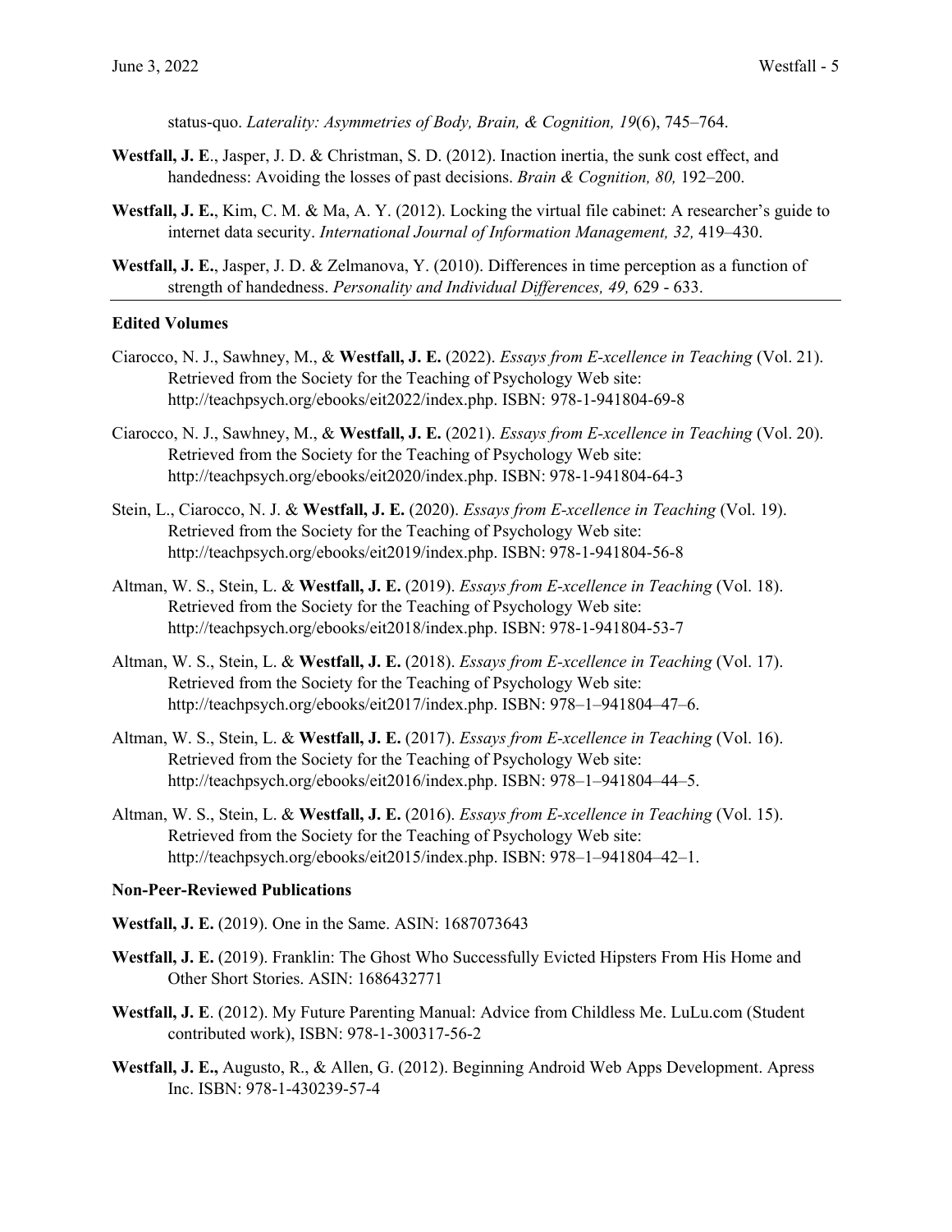status-quo. *Laterality: Asymmetries of Body, Brain, & Cognition, 19*(6), 745–764.

**Westfall, J. E**., Jasper, J. D. & Christman, S. D. (2012). Inaction inertia, the sunk cost effect, and handedness: Avoiding the losses of past decisions. *Brain & Cognition, 80,* 192–200.

**Westfall, J. E.**, Kim, C. M. & Ma, A. Y. (2012). Locking the virtual file cabinet: A researcher's guide to internet data security. *International Journal of Information Management, 32,* 419–430.

**Westfall, J. E.**, Jasper, J. D. & Zelmanova, Y. (2010). Differences in time perception as a function of strength of handedness. *Personality and Individual Differences, 49,* 629 - 633.

---

### Edited Volumes

Ciarocco, N. J., Sawhney, M., & **Westfall, J. E.** (2022). *Essays from E-xcellence in Teaching* (Vol. 21). Retrieved from the Society for the Teaching of Psychology Web site: http://teachpsych.org/ebooks/eit2022/index.php. ISBN: 978-1-941804-69-8

Ciarocco, N. J., Sawhney, M., & **Westfall, J. E.** (2021). *Essays from E-xcellence in Teaching* (Vol. 20). Retrieved from the Society for the Teaching of Psychology Web site: http://teachpsych.org/ebooks/eit2020/index.php. ISBN: 978-1-941804-64-3

Stein, L., Ciarocco, N. J. & **Westfall, J. E.** (2020). *Essays from E-xcellence in Teaching* (Vol. 19). Retrieved from the Society for the Teaching of Psychology Web site: http://teachpsych.org/ebooks/eit2019/index.php. ISBN: 978-1-941804-56-8

Altman, W. S., Stein, L. & **Westfall, J. E.** (2019). *Essays from E-xcellence in Teaching* (Vol. 18). Retrieved from the Society for the Teaching of Psychology Web site: http://teachpsych.org/ebooks/eit2018/index.php. ISBN: 978-1-941804-53-7

Altman, W. S., Stein, L. & **Westfall, J. E.** (2018). *Essays from E-xcellence in Teaching* (Vol. 17). Retrieved from the Society for the Teaching of Psychology Web site: http://teachpsych.org/ebooks/eit2017/index.php. ISBN: 978–1–941804–47–6.

Altman, W. S., Stein, L. & **Westfall, J. E.** (2017). *Essays from E-xcellence in Teaching* (Vol. 16). Retrieved from the Society for the Teaching of Psychology Web site: http://teachpsych.org/ebooks/eit2016/index.php. ISBN: 978–1–941804–44–5.

Altman, W. S., Stein, L. & **Westfall, J. E.** (2016). *Essays from E-xcellence in Teaching* (Vol. 15). Retrieved from the Society for the Teaching of Psychology Web site: http://teachpsych.org/ebooks/eit2015/index.php. ISBN: 978–1–941804–42–1.

### Non-Peer-Reviewed Publications

**Westfall, J. E.** (2019). One in the Same. ASIN: 1687073643

**Westfall, J. E.** (2019). Franklin: The Ghost Who Successfully Evicted Hipsters From His Home and Other Short Stories. ASIN: 1686432771

**Westfall, J. E**. (2012). My Future Parenting Manual: Advice from Childless Me. LuLu.com (Student contributed work), ISBN: 978-1-300317-56-2

**Westfall, J. E.,** Augusto, R., & Allen, G. (2012). Beginning Android Web Apps Development. Apress Inc. ISBN: 978-1-430239-57-4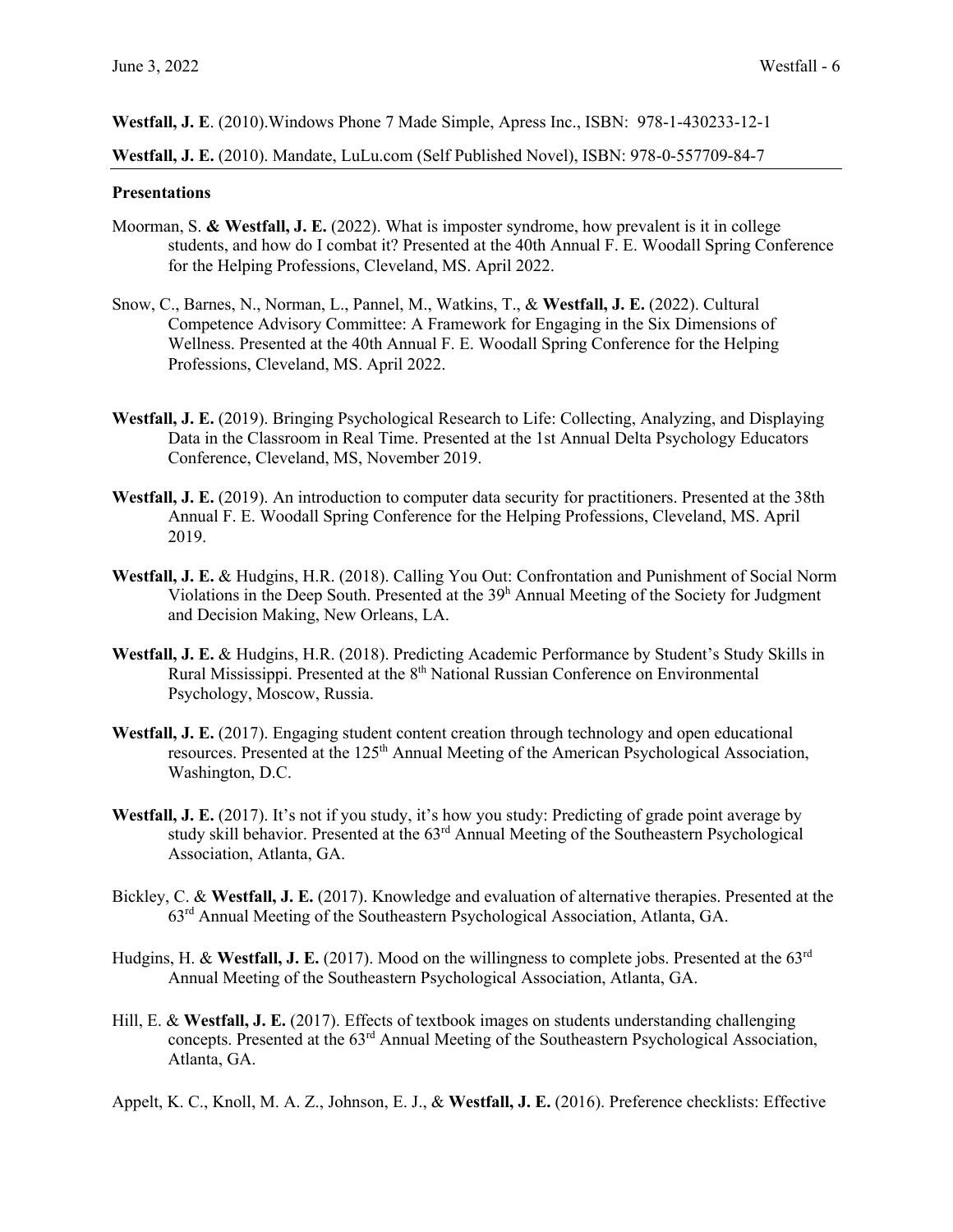**Westfall, J. E**. (2010).Windows Phone 7 Made Simple, Apress Inc., ISBN: 978-1-430233-12-1

**Westfall, J. E.** (2010). Mandate, LuLu.com (Self Published Novel), ISBN: 978-0-557709-84-7

---

**Presentations**

Moorman, S. **& Westfall, J. E.** (2022). What is imposter syndrome, how prevalent is it in college students, and how do I combat it? Presented at the 40th Annual F. E. Woodall Spring Conference for the Helping Professions, Cleveland, MS. April 2022.

Snow, C., Barnes, N., Norman, L., Pannel, M., Watkins, T., & **Westfall, J. E.** (2022). Cultural Competence Advisory Committee: A Framework for Engaging in the Six Dimensions of Wellness. Presented at the 40th Annual F. E. Woodall Spring Conference for the Helping Professions, Cleveland, MS. April 2022.

**Westfall, J. E.** (2019). Bringing Psychological Research to Life: Collecting, Analyzing, and Displaying Data in the Classroom in Real Time. Presented at the 1st Annual Delta Psychology Educators Conference, Cleveland, MS, November 2019.

**Westfall, J. E.** (2019). An introduction to computer data security for practitioners. Presented at the 38th Annual F. E. Woodall Spring Conference for the Helping Professions, Cleveland, MS. April 2019.

**Westfall, J. E.** & Hudgins, H.R. (2018). Calling You Out: Confrontation and Punishment of Social Norm Violations in the Deep South. Presented at the 39h Annual Meeting of the Society for Judgment and Decision Making, New Orleans, LA.

**Westfall, J. E.** & Hudgins, H.R. (2018). Predicting Academic Performance by Student's Study Skills in Rural Mississippi. Presented at the 8th National Russian Conference on Environmental Psychology, Moscow, Russia.

**Westfall, J. E.** (2017). Engaging student content creation through technology and open educational resources. Presented at the 125th Annual Meeting of the American Psychological Association, Washington, D.C.

**Westfall, J. E.** (2017). It's not if you study, it's how you study: Predicting of grade point average by study skill behavior. Presented at the 63rd Annual Meeting of the Southeastern Psychological Association, Atlanta, GA.

Bickley, C. & **Westfall, J. E.** (2017). Knowledge and evaluation of alternative therapies. Presented at the 63rd Annual Meeting of the Southeastern Psychological Association, Atlanta, GA.

Hudgins, H. & **Westfall, J. E.** (2017). Mood on the willingness to complete jobs. Presented at the 63rd Annual Meeting of the Southeastern Psychological Association, Atlanta, GA.

Hill, E. & **Westfall, J. E.** (2017). Effects of textbook images on students understanding challenging concepts. Presented at the 63rd Annual Meeting of the Southeastern Psychological Association, Atlanta, GA.

Appelt, K. C., Knoll, M. A. Z., Johnson, E. J., & **Westfall, J. E.** (2016). Preference checklists: Effective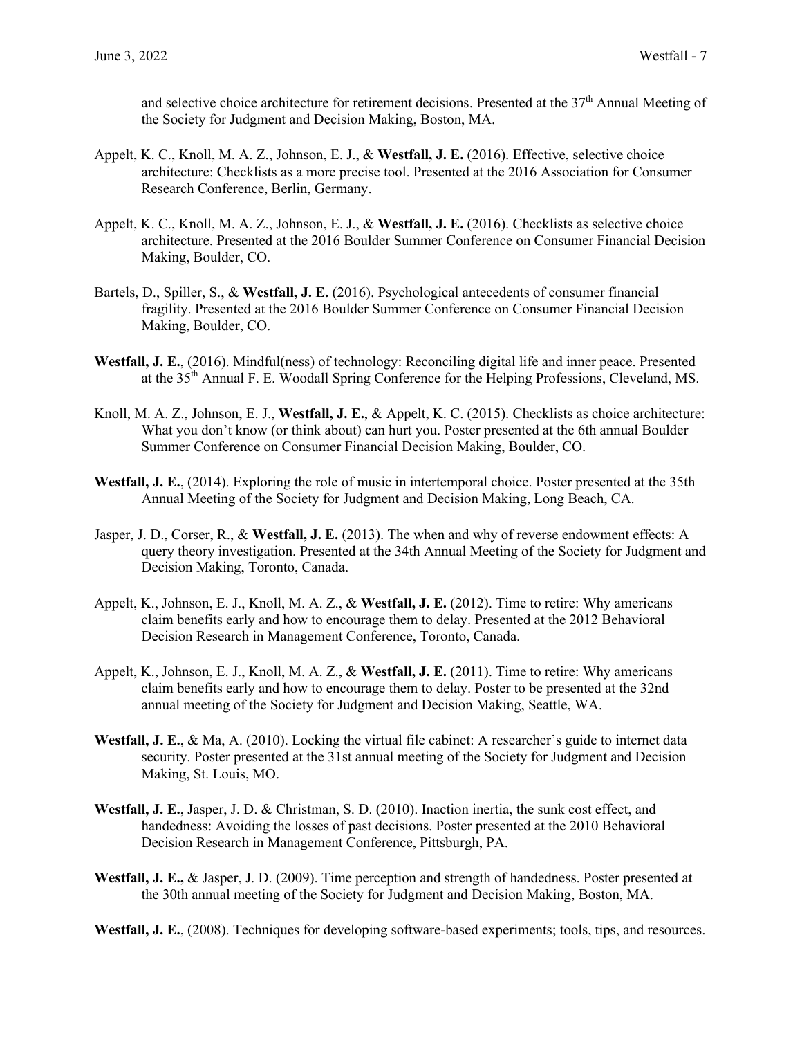and selective choice architecture for retirement decisions. Presented at the 37th Annual Meeting of the Society for Judgment and Decision Making, Boston, MA.

Appelt, K. C., Knoll, M. A. Z., Johnson, E. J., & **Westfall, J. E.** (2016). Effective, selective choice architecture: Checklists as a more precise tool. Presented at the 2016 Association for Consumer Research Conference, Berlin, Germany.

Appelt, K. C., Knoll, M. A. Z., Johnson, E. J., & **Westfall, J. E.** (2016). Checklists as selective choice architecture. Presented at the 2016 Boulder Summer Conference on Consumer Financial Decision Making, Boulder, CO.

Bartels, D., Spiller, S., & **Westfall, J. E.** (2016). Psychological antecedents of consumer financial fragility. Presented at the 2016 Boulder Summer Conference on Consumer Financial Decision Making, Boulder, CO.

**Westfall, J. E.**, (2016). Mindful(ness) of technology: Reconciling digital life and inner peace. Presented at the 35th Annual F. E. Woodall Spring Conference for the Helping Professions, Cleveland, MS.

Knoll, M. A. Z., Johnson, E. J., **Westfall, J. E.**, & Appelt, K. C. (2015). Checklists as choice architecture: What you don't know (or think about) can hurt you. Poster presented at the 6th annual Boulder Summer Conference on Consumer Financial Decision Making, Boulder, CO.

**Westfall, J. E.**, (2014). Exploring the role of music in intertemporal choice. Poster presented at the 35th Annual Meeting of the Society for Judgment and Decision Making, Long Beach, CA.

Jasper, J. D., Corser, R., & **Westfall, J. E.** (2013). The when and why of reverse endowment effects: A query theory investigation. Presented at the 34th Annual Meeting of the Society for Judgment and Decision Making, Toronto, Canada.

Appelt, K., Johnson, E. J., Knoll, M. A. Z., & **Westfall, J. E.** (2012). Time to retire: Why americans claim benefits early and how to encourage them to delay. Presented at the 2012 Behavioral Decision Research in Management Conference, Toronto, Canada.

Appelt, K., Johnson, E. J., Knoll, M. A. Z., & **Westfall, J. E.** (2011). Time to retire: Why americans claim benefits early and how to encourage them to delay. Poster to be presented at the 32nd annual meeting of the Society for Judgment and Decision Making, Seattle, WA.

**Westfall, J. E.**, & Ma, A. (2010). Locking the virtual file cabinet: A researcher's guide to internet data security. Poster presented at the 31st annual meeting of the Society for Judgment and Decision Making, St. Louis, MO.

**Westfall, J. E.**, Jasper, J. D. & Christman, S. D. (2010). Inaction inertia, the sunk cost effect, and handedness: Avoiding the losses of past decisions. Poster presented at the 2010 Behavioral Decision Research in Management Conference, Pittsburgh, PA.

**Westfall, J. E.,** & Jasper, J. D. (2009). Time perception and strength of handedness. Poster presented at the 30th annual meeting of the Society for Judgment and Decision Making, Boston, MA.

**Westfall, J. E.**, (2008). Techniques for developing software-based experiments; tools, tips, and resources.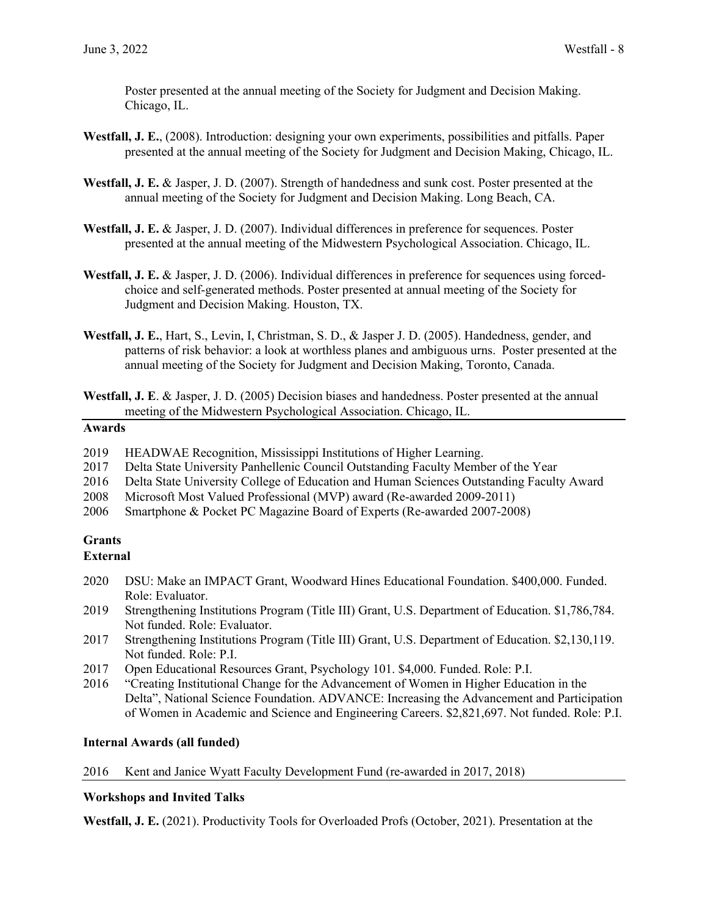Poster presented at the annual meeting of the Society for Judgment and Decision Making. Chicago, IL.

**Westfall, J. E.**, (2008). Introduction: designing your own experiments, possibilities and pitfalls. Paper presented at the annual meeting of the Society for Judgment and Decision Making, Chicago, IL.

**Westfall, J. E.** & Jasper, J. D. (2007). Strength of handedness and sunk cost. Poster presented at the annual meeting of the Society for Judgment and Decision Making. Long Beach, CA.

**Westfall, J. E.** & Jasper, J. D. (2007). Individual differences in preference for sequences. Poster presented at the annual meeting of the Midwestern Psychological Association. Chicago, IL.

**Westfall, J. E.** & Jasper, J. D. (2006). Individual differences in preference for sequences using forced-choice and self-generated methods. Poster presented at annual meeting of the Society for Judgment and Decision Making. Houston, TX.

**Westfall, J. E.**, Hart, S., Levin, I, Christman, S. D., & Jasper J. D. (2005). Handedness, gender, and patterns of risk behavior: a look at worthless planes and ambiguous urns. Poster presented at the annual meeting of the Society for Judgment and Decision Making, Toronto, Canada.

**Westfall, J. E**. & Jasper, J. D. (2005) Decision biases and handedness. Poster presented at the annual meeting of the Midwestern Psychological Association. Chicago, IL.

## Awards

- 2019 HEADWAE Recognition, Mississippi Institutions of Higher Learning.
- 2017 Delta State University Panhellenic Council Outstanding Faculty Member of the Year
- 2016 Delta State University College of Education and Human Sciences Outstanding Faculty Award
- 2008 Microsoft Most Valued Professional (MVP) award (Re-awarded 2009-2011)
- 2006 Smartphone & Pocket PC Magazine Board of Experts (Re-awarded 2007-2008)

## Grants

### External

- 2020 DSU: Make an IMPACT Grant, Woodward Hines Educational Foundation. $400,000. Funded. Role: Evaluator.
- 2019 Strengthening Institutions Program (Title III) Grant, U.S. Department of Education. $1,786,784. Not funded. Role: Evaluator.
- 2017 Strengthening Institutions Program (Title III) Grant, U.S. Department of Education. $2,130,119. Not funded. Role: P.I.
- 2017 Open Educational Resources Grant, Psychology 101. $4,000. Funded. Role: P.I.
- 2016 "Creating Institutional Change for the Advancement of Women in Higher Education in the Delta", National Science Foundation. ADVANCE: Increasing the Advancement and Participation of Women in Academic and Science and Engineering Careers. $2,821,697. Not funded. Role: P.I.

### Internal Awards (all funded)

- 2016 Kent and Janice Wyatt Faculty Development Fund (re-awarded in 2017, 2018)

## Workshops and Invited Talks

**Westfall, J. E.** (2021). Productivity Tools for Overloaded Profs (October, 2021). Presentation at the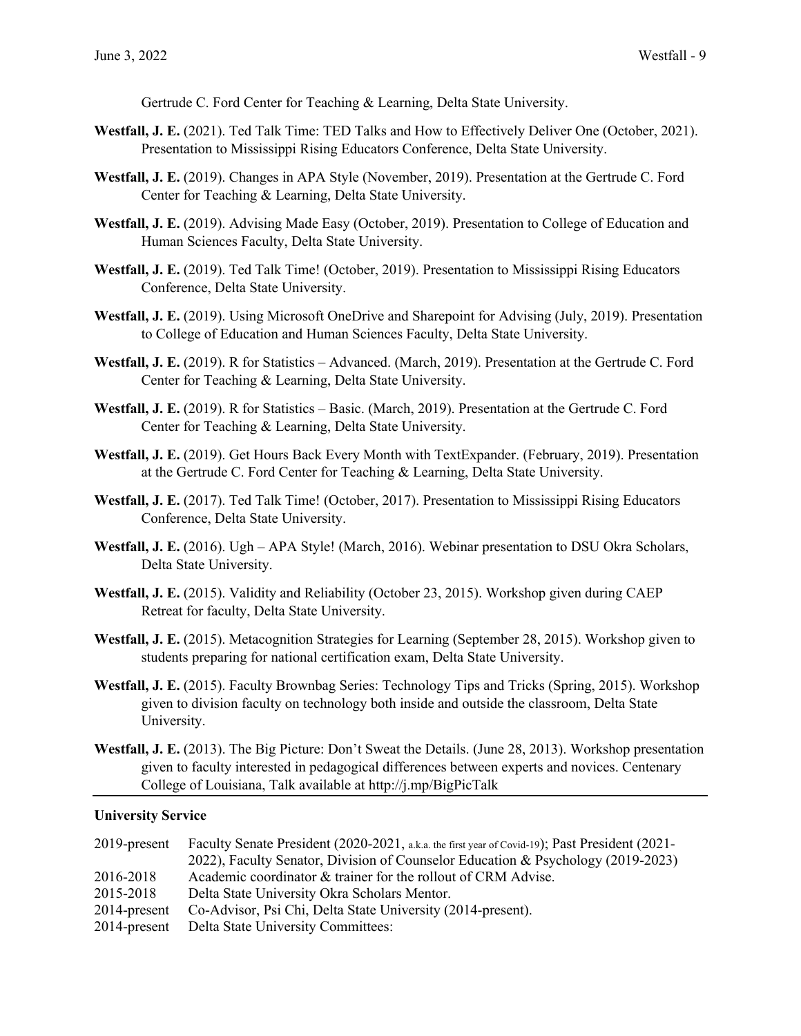Gertrude C. Ford Center for Teaching & Learning, Delta State University.

**Westfall, J. E.** (2021). Ted Talk Time: TED Talks and How to Effectively Deliver One (October, 2021). Presentation to Mississippi Rising Educators Conference, Delta State University.

**Westfall, J. E.** (2019). Changes in APA Style (November, 2019). Presentation at the Gertrude C. Ford Center for Teaching & Learning, Delta State University.

**Westfall, J. E.** (2019). Advising Made Easy (October, 2019). Presentation to College of Education and Human Sciences Faculty, Delta State University.

**Westfall, J. E.** (2019). Ted Talk Time! (October, 2019). Presentation to Mississippi Rising Educators Conference, Delta State University.

**Westfall, J. E.** (2019). Using Microsoft OneDrive and Sharepoint for Advising (July, 2019). Presentation to College of Education and Human Sciences Faculty, Delta State University.

**Westfall, J. E.** (2019). R for Statistics – Advanced. (March, 2019). Presentation at the Gertrude C. Ford Center for Teaching & Learning, Delta State University.

**Westfall, J. E.** (2019). R for Statistics – Basic. (March, 2019). Presentation at the Gertrude C. Ford Center for Teaching & Learning, Delta State University.

**Westfall, J. E.** (2019). Get Hours Back Every Month with TextExpander. (February, 2019). Presentation at the Gertrude C. Ford Center for Teaching & Learning, Delta State University.

**Westfall, J. E.** (2017). Ted Talk Time! (October, 2017). Presentation to Mississippi Rising Educators Conference, Delta State University.

**Westfall, J. E.** (2016). Ugh – APA Style! (March, 2016). Webinar presentation to DSU Okra Scholars, Delta State University.

**Westfall, J. E.** (2015). Validity and Reliability (October 23, 2015). Workshop given during CAEP Retreat for faculty, Delta State University.

**Westfall, J. E.** (2015). Metacognition Strategies for Learning (September 28, 2015). Workshop given to students preparing for national certification exam, Delta State University.

**Westfall, J. E.** (2015). Faculty Brownbag Series: Technology Tips and Tricks (Spring, 2015). Workshop given to division faculty on technology both inside and outside the classroom, Delta State University.

**Westfall, J. E.** (2013). The Big Picture: Don't Sweat the Details. (June 28, 2013). Workshop presentation given to faculty interested in pedagogical differences between experts and novices. Centenary College of Louisiana, Talk available at http://j.mp/BigPicTalk

---

**University Service**

2019-present Faculty Senate President (2020-2021, a.k.a. the first year of Covid-19); Past President (2021-2022), Faculty Senator, Division of Counselor Education & Psychology (2019-2023)

2016-2018 Academic coordinator & trainer for the rollout of CRM Advise.

2015-2018 Delta State University Okra Scholars Mentor.

2014-present Co-Advisor, Psi Chi, Delta State University (2014-present).

2014-present Delta State University Committees: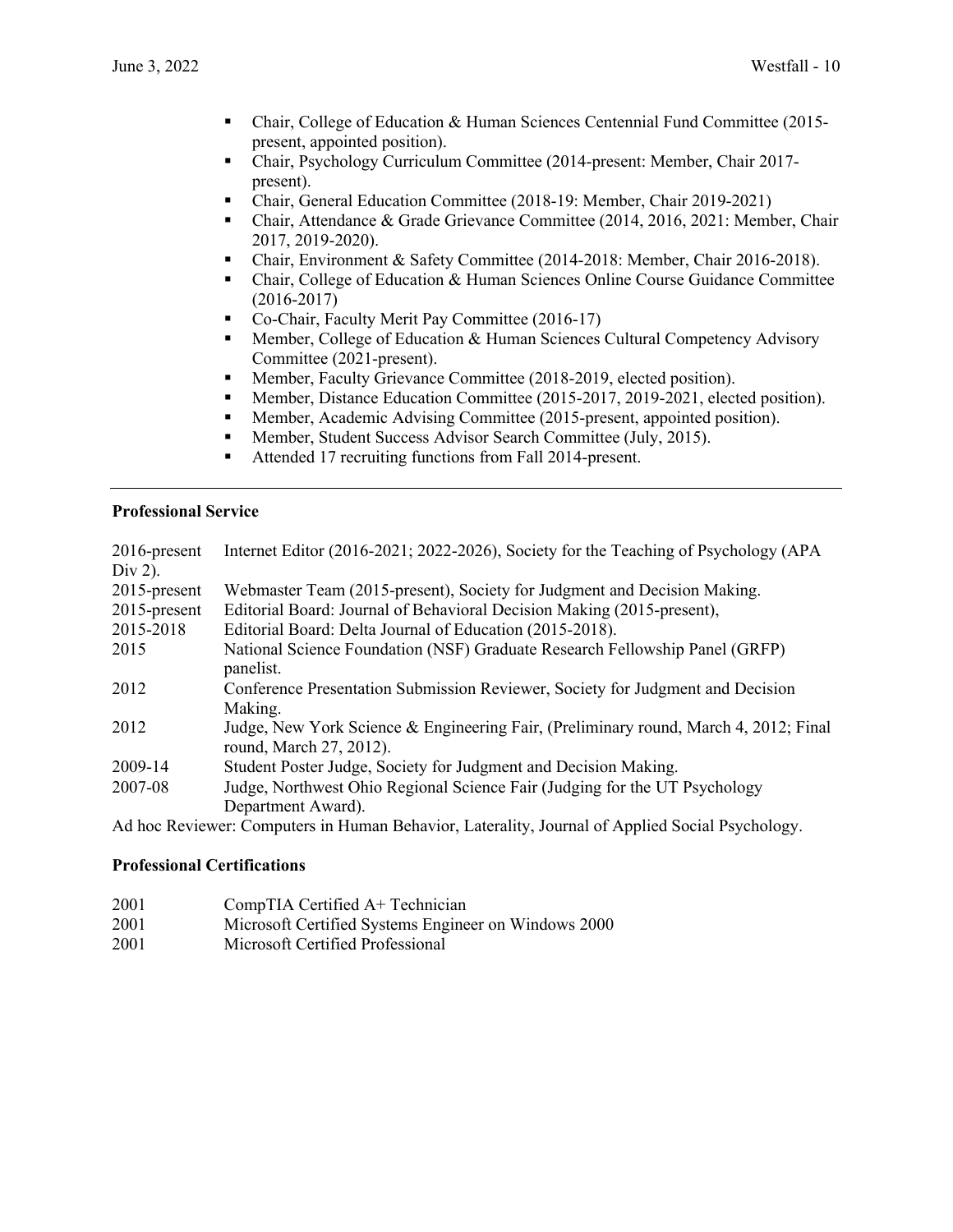- Chair, College of Education & Human Sciences Centennial Fund Committee (2015-present, appointed position).
- Chair, Psychology Curriculum Committee (2014-present: Member, Chair 2017-present).
- Chair, General Education Committee (2018-19: Member, Chair 2019-2021)
- Chair, Attendance & Grade Grievance Committee (2014, 2016, 2021: Member, Chair 2017, 2019-2020).
- Chair, Environment & Safety Committee (2014-2018: Member, Chair 2016-2018).
- Chair, College of Education & Human Sciences Online Course Guidance Committee (2016-2017)
- Co-Chair, Faculty Merit Pay Committee (2016-17)
- Member, College of Education & Human Sciences Cultural Competency Advisory Committee (2021-present).
- Member, Faculty Grievance Committee (2018-2019, elected position).
- Member, Distance Education Committee (2015-2017, 2019-2021, elected position).
- Member, Academic Advising Committee (2015-present, appointed position).
- Member, Student Success Advisor Search Committee (July, 2015).
- Attended 17 recruiting functions from Fall 2014-present.

---

**Professional Service**

| | |
|---|---|
| 2016-present | Internet Editor (2016-2021; 2022-2026), Society for the Teaching of Psychology (APA Div 2). |
| 2015-present | Webmaster Team (2015-present), Society for Judgment and Decision Making. |
| 2015-present | Editorial Board: Journal of Behavioral Decision Making (2015-present), |
| 2015-2018 | Editorial Board: Delta Journal of Education (2015-2018). |
| 2015 | National Science Foundation (NSF) Graduate Research Fellowship Panel (GRFP) panelist. |
| 2012 | Conference Presentation Submission Reviewer, Society for Judgment and Decision Making. |
| 2012 | Judge, New York Science & Engineering Fair, (Preliminary round, March 4, 2012; Final round, March 27, 2012). |
| 2009-14 | Student Poster Judge, Society for Judgment and Decision Making. |
| 2007-08 | Judge, Northwest Ohio Regional Science Fair (Judging for the UT Psychology Department Award). |

Ad hoc Reviewer: Computers in Human Behavior, Laterality, Journal of Applied Social Psychology.

**Professional Certifications**

| | |
|---|---|
| 2001 | CompTIA Certified A+ Technician |
| 2001 | Microsoft Certified Systems Engineer on Windows 2000 |
| 2001 | Microsoft Certified Professional |